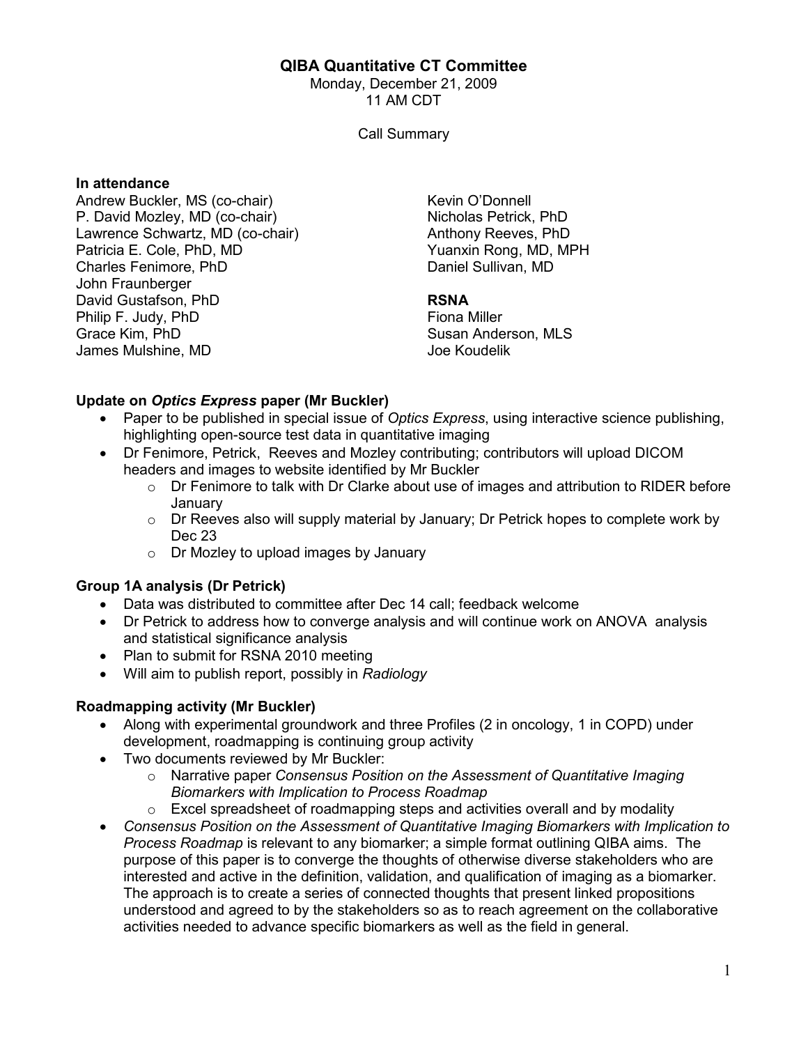# QIBA Quantitative CT Committee

Monday, December 21, 2009
11 AM CDT

Call Summary

**In attendance**

Andrew Buckler, MS (co-chair)
P. David Mozley, MD (co-chair)
Lawrence Schwartz, MD (co-chair)
Patricia E. Cole, PhD, MD
Charles Fenimore, PhD
John Fraunberger
David Gustafson, PhD
Philip F. Judy, PhD
Grace Kim, PhD
James Mulshine, MD
Kevin O'Donnell
Nicholas Petrick, PhD
Anthony Reeves, PhD
Yuanxin Rong, MD, MPH
Daniel Sullivan, MD

**RSNA**

Fiona Miller
Susan Anderson, MLS
Joe Koudelik

**Update on *Optics Express* paper (Mr Buckler)**

- Paper to be published in special issue of *Optics Express*, using interactive science publishing, highlighting open-source test data in quantitative imaging
- Dr Fenimore, Petrick, Reeves and Mozley contributing; contributors will upload DICOM headers and images to website identified by Mr Buckler
  - Dr Fenimore to talk with Dr Clarke about use of images and attribution to RIDER before January
  - Dr Reeves also will supply material by January; Dr Petrick hopes to complete work by Dec 23
  - Dr Mozley to upload images by January

**Group 1A analysis (Dr Petrick)**

- Data was distributed to committee after Dec 14 call; feedback welcome
- Dr Petrick to address how to converge analysis and will continue work on ANOVA analysis and statistical significance analysis
- Plan to submit for RSNA 2010 meeting
- Will aim to publish report, possibly in *Radiology*

**Roadmapping activity (Mr Buckler)**

- Along with experimental groundwork and three Profiles (2 in oncology, 1 in COPD) under development, roadmapping is continuing group activity
- Two documents reviewed by Mr Buckler:
  - Narrative paper *Consensus Position on the Assessment of Quantitative Imaging Biomarkers with Implication to Process Roadmap*
  - Excel spreadsheet of roadmapping steps and activities overall and by modality
- *Consensus Position on the Assessment of Quantitative Imaging Biomarkers with Implication to Process Roadmap* is relevant to any biomarker; a simple format outlining QIBA aims. The purpose of this paper is to converge the thoughts of otherwise diverse stakeholders who are interested and active in the definition, validation, and qualification of imaging as a biomarker. The approach is to create a series of connected thoughts that present linked propositions understood and agreed to by the stakeholders so as to reach agreement on the collaborative activities needed to advance specific biomarkers as well as the field in general.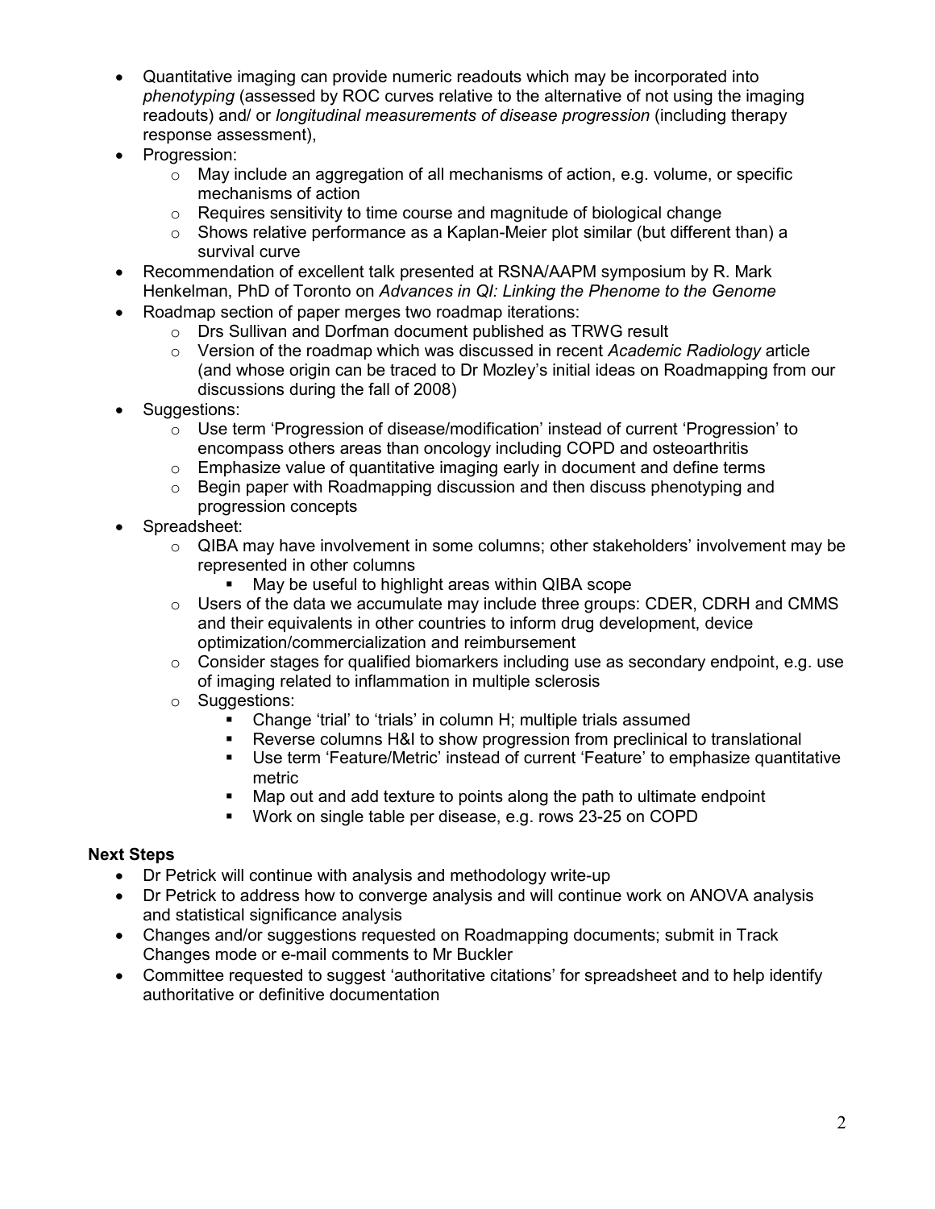- Quantitative imaging can provide numeric readouts which may be incorporated into *phenotyping* (assessed by ROC curves relative to the alternative of not using the imaging readouts) and/ or *longitudinal measurements of disease progression* (including therapy response assessment),
- Progression:
  - May include an aggregation of all mechanisms of action, e.g. volume, or specific mechanisms of action
  - Requires sensitivity to time course and magnitude of biological change
  - Shows relative performance as a Kaplan-Meier plot similar (but different than) a survival curve
- Recommendation of excellent talk presented at RSNA/AAPM symposium by R. Mark Henkelman, PhD of Toronto on *Advances in QI: Linking the Phenome to the Genome*
- Roadmap section of paper merges two roadmap iterations:
  - Drs Sullivan and Dorfman document published as TRWG result
  - Version of the roadmap which was discussed in recent *Academic Radiology* article (and whose origin can be traced to Dr Mozley's initial ideas on Roadmapping from our discussions during the fall of 2008)
- Suggestions:
  - Use term 'Progression of disease/modification' instead of current 'Progression' to encompass others areas than oncology including COPD and osteoarthritis
  - Emphasize value of quantitative imaging early in document and define terms
  - Begin paper with Roadmapping discussion and then discuss phenotyping and progression concepts
- Spreadsheet:
  - QIBA may have involvement in some columns; other stakeholders' involvement may be represented in other columns
    - May be useful to highlight areas within QIBA scope
  - Users of the data we accumulate may include three groups: CDER, CDRH and CMMS and their equivalents in other countries to inform drug development, device optimization/commercialization and reimbursement
  - Consider stages for qualified biomarkers including use as secondary endpoint, e.g. use of imaging related to inflammation in multiple sclerosis
  - Suggestions:
    - Change 'trial' to 'trials' in column H; multiple trials assumed
    - Reverse columns H&I to show progression from preclinical to translational
    - Use term 'Feature/Metric' instead of current 'Feature' to emphasize quantitative metric
    - Map out and add texture to points along the path to ultimate endpoint
    - Work on single table per disease, e.g. rows 23-25 on COPD

**Next Steps**

- Dr Petrick will continue with analysis and methodology write-up
- Dr Petrick to address how to converge analysis and will continue work on ANOVA analysis and statistical significance analysis
- Changes and/or suggestions requested on Roadmapping documents; submit in Track Changes mode or e-mail comments to Mr Buckler
- Committee requested to suggest 'authoritative citations' for spreadsheet and to help identify authoritative or definitive documentation